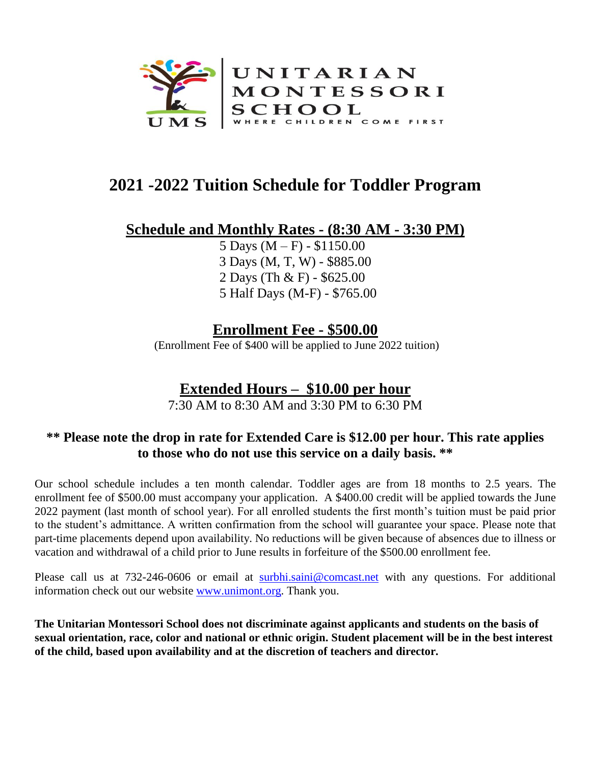UNITARIAN MONTESSORI SCHOOL

WHERE CHILDREN COME FIRST

UMS

# 2021 -2022 Tuition Schedule for Toddler Program

## Schedule and Monthly Rates - (8:30 AM - 3:30 PM)

5 Days (M – F) - $1150.00
3 Days (M, T, W) - $885.00
2 Days (Th & F) - $625.00
5 Half Days (M-F) - $765.00

## Enrollment Fee - $500.00

(Enrollment Fee of $400 will be applied to June 2022 tuition)

## Extended Hours – $10.00 per hour

7:30 AM to 8:30 AM and 3:30 PM to 6:30 PM

**\*\* Please note the drop in rate for Extended Care is $12.00 per hour. This rate applies to those who do not use this service on a daily basis. \*\***

Our school schedule includes a ten month calendar. Toddler ages are from 18 months to 2.5 years. The enrollment fee of $500.00 must accompany your application. A $400.00 credit will be applied towards the June 2022 payment (last month of school year). For all enrolled students the first month's tuition must be paid prior to the student's admittance. A written confirmation from the school will guarantee your space. Please note that part-time placements depend upon availability. No reductions will be given because of absences due to illness or vacation and withdrawal of a child prior to June results in forfeiture of the $500.00 enrollment fee.

Please call us at 732-246-0606 or email at surbhi.saini@comcast.net with any questions. For additional information check out our website www.unimont.org. Thank you.

**The Unitarian Montessori School does not discriminate against applicants and students on the basis of sexual orientation, race, color and national or ethnic origin. Student placement will be in the best interest of the child, based upon availability and at the discretion of teachers and director.**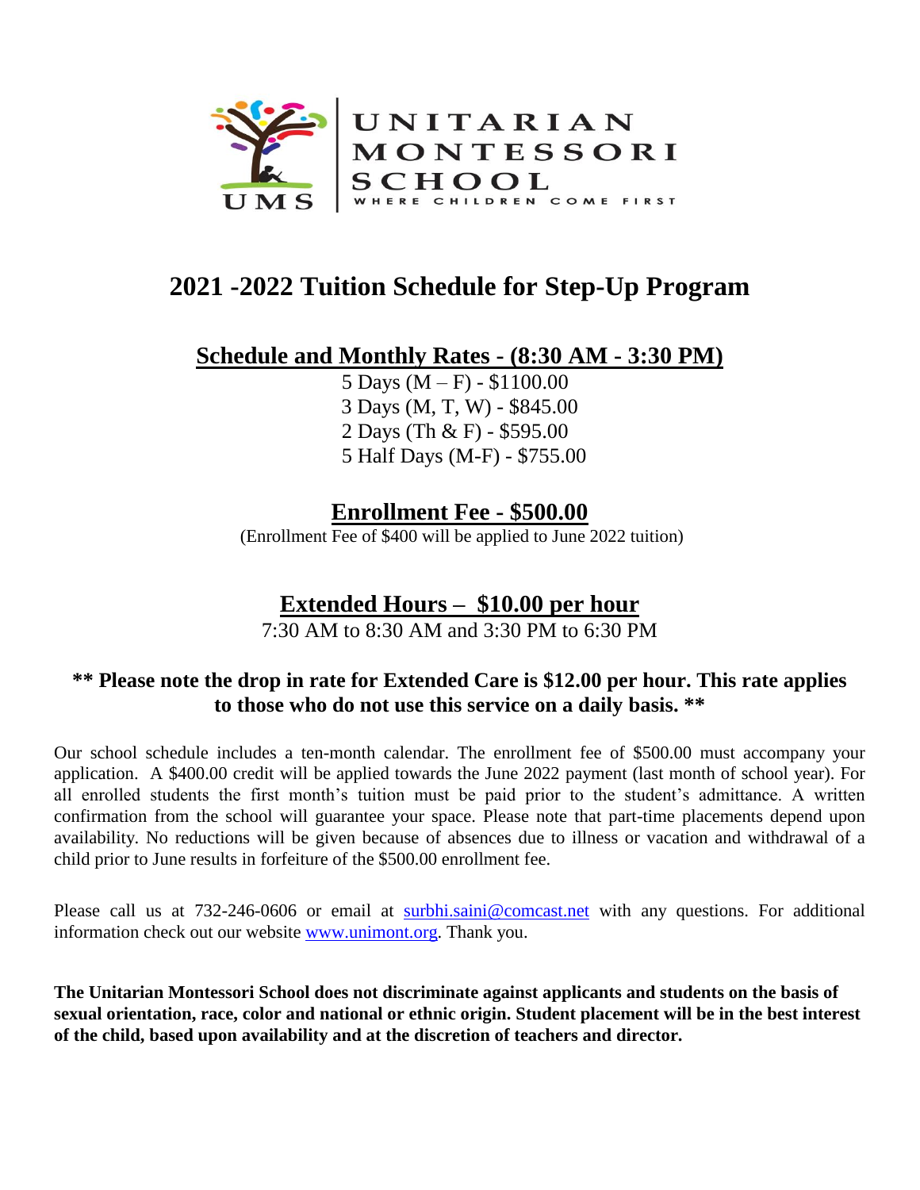UNITARIAN MONTESSORI SCHOOL

WHERE CHILDREN COME FIRST

# 2021 -2022 Tuition Schedule for Step-Up Program

## Schedule and Monthly Rates - (8:30 AM - 3:30 PM)

5 Days (M – F) - $1100.00
3 Days (M, T, W) - $845.00
2 Days (Th & F) - $595.00
5 Half Days (M-F) - $755.00

## Enrollment Fee - $500.00

(Enrollment Fee of $400 will be applied to June 2022 tuition)

## Extended Hours – $10.00 per hour

7:30 AM to 8:30 AM and 3:30 PM to 6:30 PM

**\*\* Please note the drop in rate for Extended Care is $12.00 per hour. This rate applies to those who do not use this service on a daily basis. \*\***

Our school schedule includes a ten-month calendar. The enrollment fee of $500.00 must accompany your application. A $400.00 credit will be applied towards the June 2022 payment (last month of school year). For all enrolled students the first month's tuition must be paid prior to the student's admittance. A written confirmation from the school will guarantee your space. Please note that part-time placements depend upon availability. No reductions will be given because of absences due to illness or vacation and withdrawal of a child prior to June results in forfeiture of the $500.00 enrollment fee.

Please call us at 732-246-0606 or email at surbhi.saini@comcast.net with any questions. For additional information check out our website www.unimont.org. Thank you.

**The Unitarian Montessori School does not discriminate against applicants and students on the basis of sexual orientation, race, color and national or ethnic origin. Student placement will be in the best interest of the child, based upon availability and at the discretion of teachers and director.**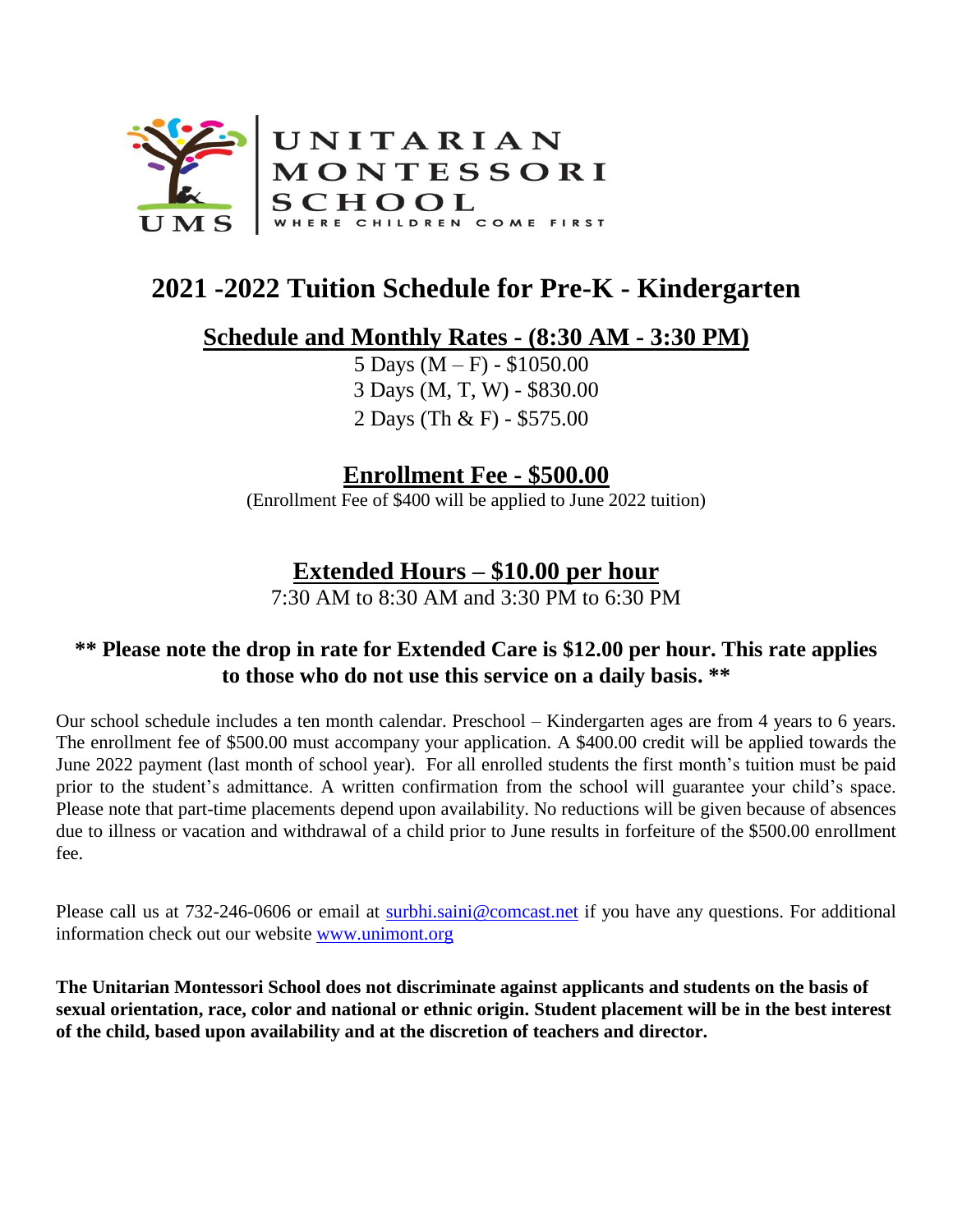UNITARIAN MONTESSORI SCHOOL

UMS

WHERE CHILDREN COME FIRST

# 2021 -2022 Tuition Schedule for Pre-K - Kindergarten

## Schedule and Monthly Rates - (8:30 AM - 3:30 PM)

5 Days (M – F) - $1050.00

3 Days (M, T, W) - $830.00

2 Days (Th & F) - $575.00

## Enrollment Fee - $500.00

(Enrollment Fee of $400 will be applied to June 2022 tuition)

## Extended Hours – $10.00 per hour

7:30 AM to 8:30 AM and 3:30 PM to 6:30 PM

**\*\* Please note the drop in rate for Extended Care is $12.00 per hour. This rate applies to those who do not use this service on a daily basis. \*\***

Our school schedule includes a ten month calendar. Preschool – Kindergarten ages are from 4 years to 6 years. The enrollment fee of $500.00 must accompany your application. A $400.00 credit will be applied towards the June 2022 payment (last month of school year). For all enrolled students the first month's tuition must be paid prior to the student's admittance. A written confirmation from the school will guarantee your child's space. Please note that part-time placements depend upon availability. No reductions will be given because of absences due to illness or vacation and withdrawal of a child prior to June results in forfeiture of the $500.00 enrollment fee.

Please call us at 732-246-0606 or email at surbhi.saini@comcast.net if you have any questions. For additional information check out our website www.unimont.org

**The Unitarian Montessori School does not discriminate against applicants and students on the basis of sexual orientation, race, color and national or ethnic origin. Student placement will be in the best interest of the child, based upon availability and at the discretion of teachers and director.**